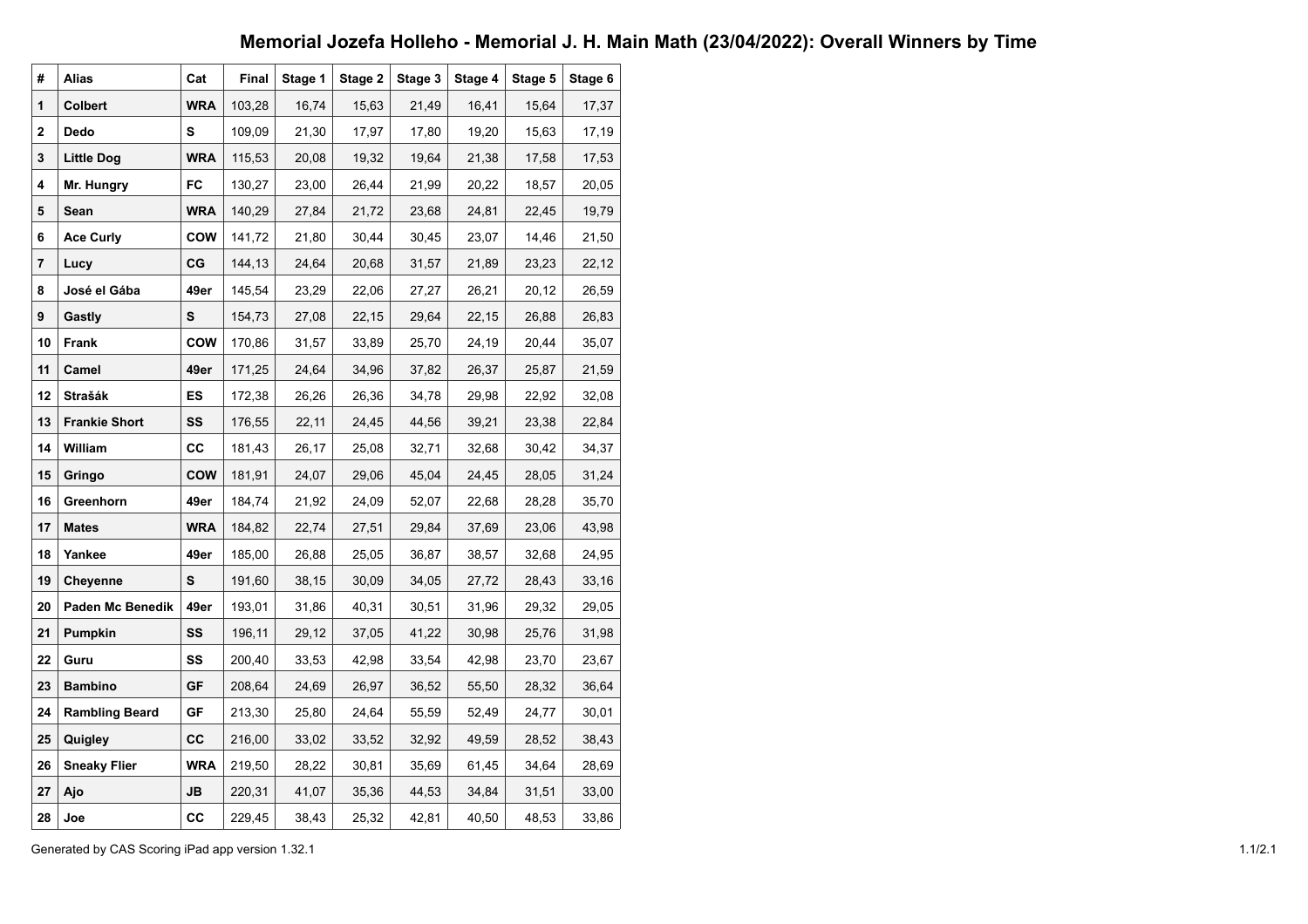# Memorial Jozefa Holleho - Memorial J. H. Main Math (23/04/2022): Overall Winners by Time

| # | Alias | Cat | Final | Stage 1 | Stage 2 | Stage 3 | Stage 4 | Stage 5 | Stage 6 |
|---|---|---|---|---|---|---|---|---|---|
| 1 | Colbert | WRA | 103,28 | 16,74 | 15,63 | 21,49 | 16,41 | 15,64 | 17,37 |
| 2 | Dedo | S | 109,09 | 21,30 | 17,97 | 17,80 | 19,20 | 15,63 | 17,19 |
| 3 | Little Dog | WRA | 115,53 | 20,08 | 19,32 | 19,64 | 21,38 | 17,58 | 17,53 |
| 4 | Mr. Hungry | FC | 130,27 | 23,00 | 26,44 | 21,99 | 20,22 | 18,57 | 20,05 |
| 5 | Sean | WRA | 140,29 | 27,84 | 21,72 | 23,68 | 24,81 | 22,45 | 19,79 |
| 6 | Ace Curly | COW | 141,72 | 21,80 | 30,44 | 30,45 | 23,07 | 14,46 | 21,50 |
| 7 | Lucy | CG | 144,13 | 24,64 | 20,68 | 31,57 | 21,89 | 23,23 | 22,12 |
| 8 | José el Gába | 49er | 145,54 | 23,29 | 22,06 | 27,27 | 26,21 | 20,12 | 26,59 |
| 9 | Gastly | S | 154,73 | 27,08 | 22,15 | 29,64 | 22,15 | 26,88 | 26,83 |
| 10 | Frank | COW | 170,86 | 31,57 | 33,89 | 25,70 | 24,19 | 20,44 | 35,07 |
| 11 | Camel | 49er | 171,25 | 24,64 | 34,96 | 37,82 | 26,37 | 25,87 | 21,59 |
| 12 | Strašák | ES | 172,38 | 26,26 | 26,36 | 34,78 | 29,98 | 22,92 | 32,08 |
| 13 | Frankie Short | SS | 176,55 | 22,11 | 24,45 | 44,56 | 39,21 | 23,38 | 22,84 |
| 14 | William | CC | 181,43 | 26,17 | 25,08 | 32,71 | 32,68 | 30,42 | 34,37 |
| 15 | Gringo | COW | 181,91 | 24,07 | 29,06 | 45,04 | 24,45 | 28,05 | 31,24 |
| 16 | Greenhorn | 49er | 184,74 | 21,92 | 24,09 | 52,07 | 22,68 | 28,28 | 35,70 |
| 17 | Mates | WRA | 184,82 | 22,74 | 27,51 | 29,84 | 37,69 | 23,06 | 43,98 |
| 18 | Yankee | 49er | 185,00 | 26,88 | 25,05 | 36,87 | 38,57 | 32,68 | 24,95 |
| 19 | Cheyenne | S | 191,60 | 38,15 | 30,09 | 34,05 | 27,72 | 28,43 | 33,16 |
| 20 | Paden Mc Benedik | 49er | 193,01 | 31,86 | 40,31 | 30,51 | 31,96 | 29,32 | 29,05 |
| 21 | Pumpkin | SS | 196,11 | 29,12 | 37,05 | 41,22 | 30,98 | 25,76 | 31,98 |
| 22 | Guru | SS | 200,40 | 33,53 | 42,98 | 33,54 | 42,98 | 23,70 | 23,67 |
| 23 | Bambino | GF | 208,64 | 24,69 | 26,97 | 36,52 | 55,50 | 28,32 | 36,64 |
| 24 | Rambling Beard | GF | 213,30 | 25,80 | 24,64 | 55,59 | 52,49 | 24,77 | 30,01 |
| 25 | Quigley | CC | 216,00 | 33,02 | 33,52 | 32,92 | 49,59 | 28,52 | 38,43 |
| 26 | Sneaky Flier | WRA | 219,50 | 28,22 | 30,81 | 35,69 | 61,45 | 34,64 | 28,69 |
| 27 | Ajo | JB | 220,31 | 41,07 | 35,36 | 44,53 | 34,84 | 31,51 | 33,00 |
| 28 | Joe | CC | 229,45 | 38,43 | 25,32 | 42,81 | 40,50 | 48,53 | 33,86 |

Generated by CAS Scoring iPad app version 1.32.1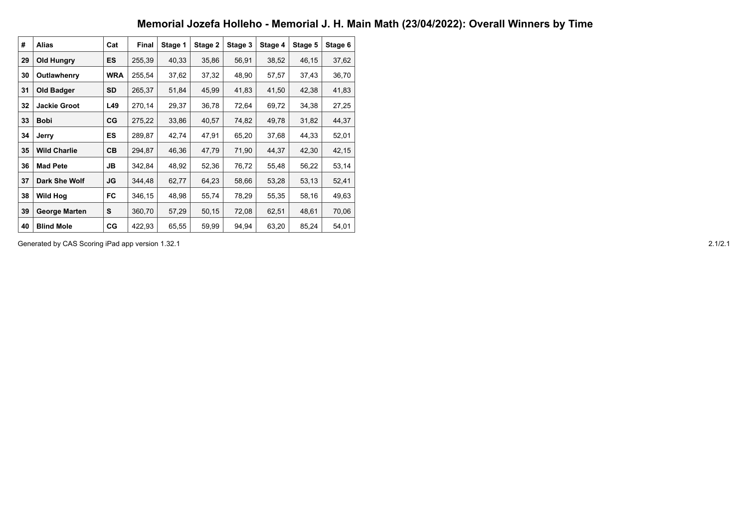# Memorial Jozefa Holleho - Memorial J. H. Main Math (23/04/2022): Overall Winners by Time

| # | Alias | Cat | Final | Stage 1 | Stage 2 | Stage 3 | Stage 4 | Stage 5 | Stage 6 |
|---|---|---|---|---|---|---|---|---|---|
| 29 | **Old Hungry** | **ES** | 255,39 | 40,33 | 35,86 | 56,91 | 38,52 | 46,15 | 37,62 |
| 30 | **Outlawhenry** | **WRA** | 255,54 | 37,62 | 37,32 | 48,90 | 57,57 | 37,43 | 36,70 |
| 31 | **Old Badger** | **SD** | 265,37 | 51,84 | 45,99 | 41,83 | 41,50 | 42,38 | 41,83 |
| 32 | **Jackie Groot** | **L49** | 270,14 | 29,37 | 36,78 | 72,64 | 69,72 | 34,38 | 27,25 |
| 33 | **Bobi** | **CG** | 275,22 | 33,86 | 40,57 | 74,82 | 49,78 | 31,82 | 44,37 |
| 34 | **Jerry** | **ES** | 289,87 | 42,74 | 47,91 | 65,20 | 37,68 | 44,33 | 52,01 |
| 35 | **Wild Charlie** | **CB** | 294,87 | 46,36 | 47,79 | 71,90 | 44,37 | 42,30 | 42,15 |
| 36 | **Mad Pete** | **JB** | 342,84 | 48,92 | 52,36 | 76,72 | 55,48 | 56,22 | 53,14 |
| 37 | **Dark She Wolf** | **JG** | 344,48 | 62,77 | 64,23 | 58,66 | 53,28 | 53,13 | 52,41 |
| 38 | **Wild Hog** | **FC** | 346,15 | 48,98 | 55,74 | 78,29 | 55,35 | 58,16 | 49,63 |
| 39 | **George Marten** | **S** | 360,70 | 57,29 | 50,15 | 72,08 | 62,51 | 48,61 | 70,06 |
| 40 | **Blind Mole** | **CG** | 422,93 | 65,55 | 59,99 | 94,94 | 63,20 | 85,24 | 54,01 |

Generated by CAS Scoring iPad app version 1.32.1